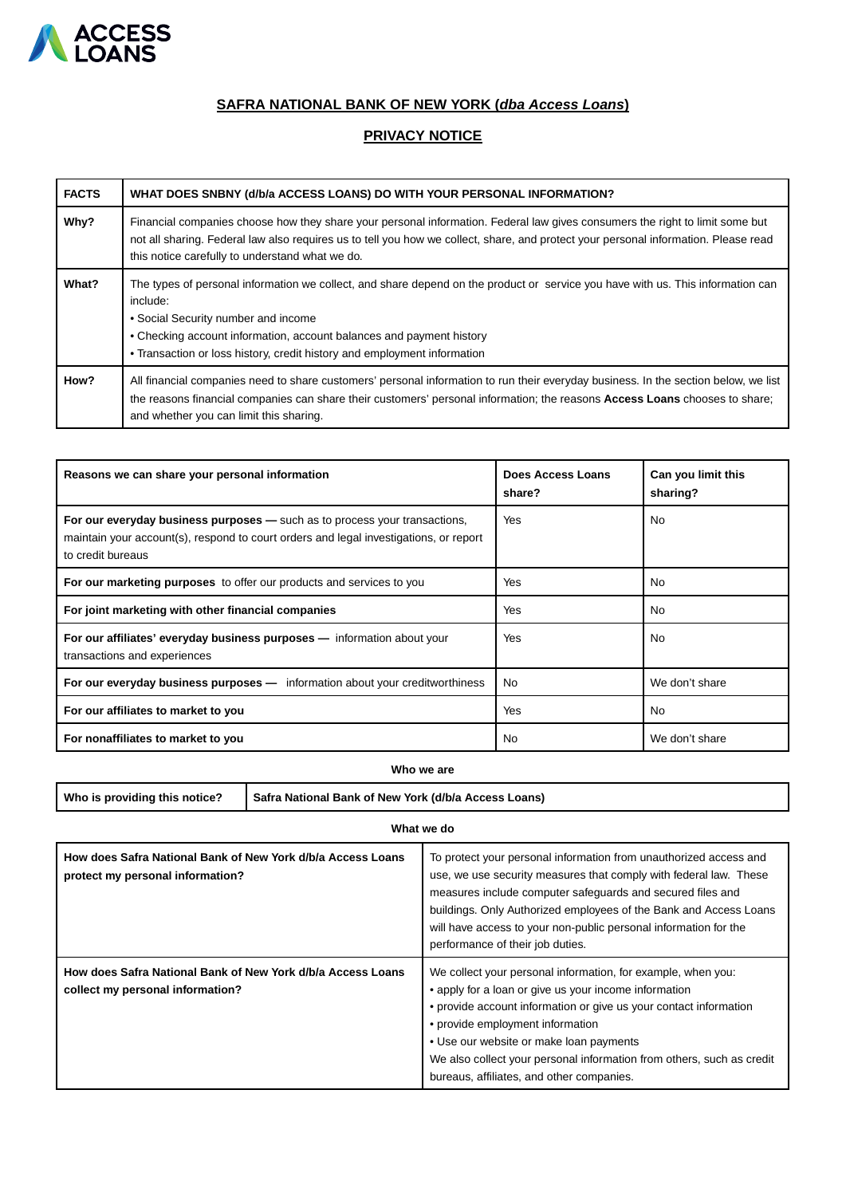ACCESS LOANS

## SAFRA NATIONAL BANK OF NEW YORK (*dba Access Loans*)

## PRIVACY NOTICE

| **FACTS** | **WHAT DOES SNBNY (d/b/a ACCESS LOANS) DO WITH YOUR PERSONAL INFORMATION?** |
|---|---|
| **Why?** | Financial companies choose how they share your personal information. Federal law gives consumers the right to limit some but not all sharing. Federal law also requires us to tell you how we collect, share, and protect your personal information. Please read this notice carefully to understand what we do. |
| **What?** | The types of personal information we collect, and share depend on the product or service you have with us. This information can include:<br>• Social Security number and income<br>• Checking account information, account balances and payment history<br>• Transaction or loss history, credit history and employment information |
| **How?** | All financial companies need to share customers' personal information to run their everyday business. In the section below, we list the reasons financial companies can share their customers' personal information; the reasons **Access Loans** chooses to share; and whether you can limit this sharing. |

| **Reasons we can share your personal information** | **Does Access Loans share?** | **Can you limit this sharing?** |
|---|---|---|
| **For our everyday business purposes —** such as to process your transactions, maintain your account(s), respond to court orders and legal investigations, or report to credit bureaus | Yes | No |
| **For our marketing purposes** to offer our products and services to you | Yes | No |
| **For joint marketing with other financial companies** | Yes | No |
| **For our affiliates' everyday business purposes —** information about your transactions and experiences | Yes | No |
| **For our everyday business purposes —** information about your creditworthiness | No | We don't share |
| **For our affiliates to market to you** | Yes | No |
| **For nonaffiliates to market to you** | No | We don't share |

**Who we are**

| **Who is providing this notice?** | **Safra National Bank of New York (d/b/a Access Loans)** |
|---|---|

**What we do**

| **How does Safra National Bank of New York d/b/a Access Loans protect my personal information?** | To protect your personal information from unauthorized access and use, we use security measures that comply with federal law. These measures include computer safeguards and secured files and buildings. Only Authorized employees of the Bank and Access Loans will have access to your non-public personal information for the performance of their job duties. |
|---|---|
| **How does Safra National Bank of New York d/b/a Access Loans collect my personal information?** | We collect your personal information, for example, when you:<br>• apply for a loan or give us your income information<br>• provide account information or give us your contact information<br>• provide employment information<br>• Use our website or make loan payments<br>We also collect your personal information from others, such as credit bureaus, affiliates, and other companies. |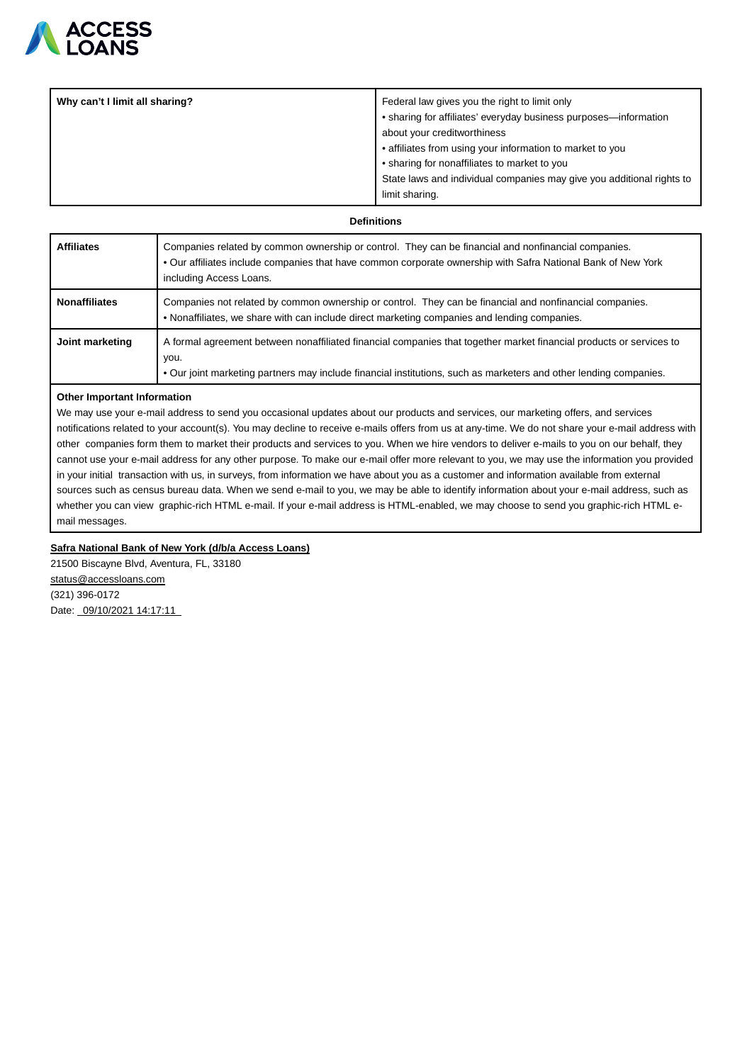| | |
|---|---|
| **Why can't I limit all sharing?** | Federal law gives you the right to limit only<br>• sharing for affiliates' everyday business purposes—information about your creditworthiness<br>• affiliates from using your information to market to you<br>• sharing for nonaffiliates to market to you<br>State laws and individual companies may give you additional rights to limit sharing. |

**Definitions**

| | |
|---|---|
| **Affiliates** | Companies related by common ownership or control. They can be financial and nonfinancial companies.<br>• Our affiliates include companies that have common corporate ownership with Safra National Bank of New York including Access Loans. |
| **Nonaffiliates** | Companies not related by common ownership or control. They can be financial and nonfinancial companies.<br>• Nonaffiliates, we share with can include direct marketing companies and lending companies. |
| **Joint marketing** | A formal agreement between nonaffiliated financial companies that together market financial products or services to you.<br>• Our joint marketing partners may include financial institutions, such as marketers and other lending companies. |

**Other Important Information**

We may use your e-mail address to send you occasional updates about our products and services, our marketing offers, and services notifications related to your account(s). You may decline to receive e-mails offers from us at any-time. We do not share your e-mail address with other companies form them to market their products and services to you. When we hire vendors to deliver e-mails to you on our behalf, they cannot use your e-mail address for any other purpose. To make our e-mail offer more relevant to you, we may use the information you provided in your initial transaction with us, in surveys, from information we have about you as a customer and information available from external sources such as census bureau data. When we send e-mail to you, we may be able to identify information about your e-mail address, such as whether you can view graphic-rich HTML e-mail. If your e-mail address is HTML-enabled, we may choose to send you graphic-rich HTML e-mail messages.

**Safra National Bank of New York (d/b/a Access Loans)**

21500 Biscayne Blvd, Aventura, FL, 33180

status@accessloans.com

(321) 396-0172

Date: 09/10/2021 14:17:11